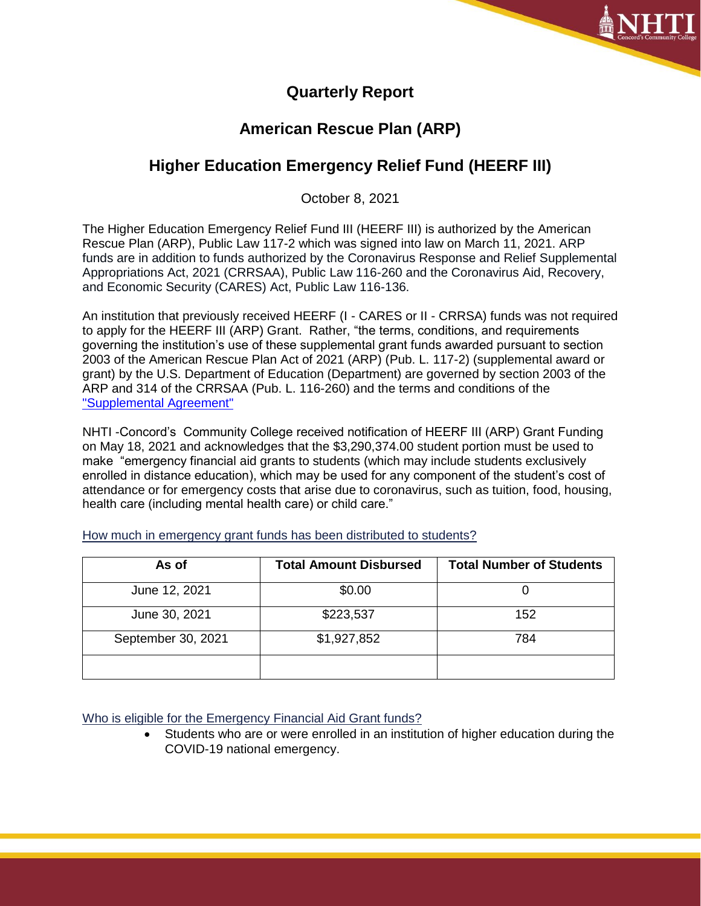# Quarterly Report

## American Rescue Plan (ARP)

## Higher Education Emergency Relief Fund (HEERF III)

October 8, 2021

The Higher Education Emergency Relief Fund III (HEERF III) is authorized by the American Rescue Plan (ARP), Public Law 117-2 which was signed into law on March 11, 2021. ARP funds are in addition to funds authorized by the Coronavirus Response and Relief Supplemental Appropriations Act, 2021 (CRRSAA), Public Law 116-260 and the Coronavirus Aid, Recovery, and Economic Security (CARES) Act, Public Law 116-136.

An institution that previously received HEERF (I - CARES or II - CRRSA) funds was not required to apply for the HEERF III (ARP) Grant. Rather, "the terms, conditions, and requirements governing the institution's use of these supplemental grant funds awarded pursuant to section 2003 of the American Rescue Plan Act of 2021 (ARP) (Pub. L. 117-2) (supplemental award or grant) by the U.S. Department of Education (Department) are governed by section 2003 of the ARP and 314 of the CRRSAA (Pub. L. 116-260) and the terms and conditions of the "Supplemental Agreement"

NHTI -Concord's Community College received notification of HEERF III (ARP) Grant Funding on May 18, 2021 and acknowledges that the $3,290,374.00 student portion must be used to make "emergency financial aid grants to students (which may include students exclusively enrolled in distance education), which may be used for any component of the student's cost of attendance or for emergency costs that arise due to coronavirus, such as tuition, food, housing, health care (including mental health care) or child care."

How much in emergency grant funds has been distributed to students?

| As of | Total Amount Disbursed | Total Number of Students |
|---|---|---|
| June 12, 2021 | $0.00 | 0 |
| June 30, 2021 | $223,537 | 152 |
| September 30, 2021 | $1,927,852 | 784 |
| | | |

Who is eligible for the Emergency Financial Aid Grant funds?

- Students who are or were enrolled in an institution of higher education during the COVID-19 national emergency.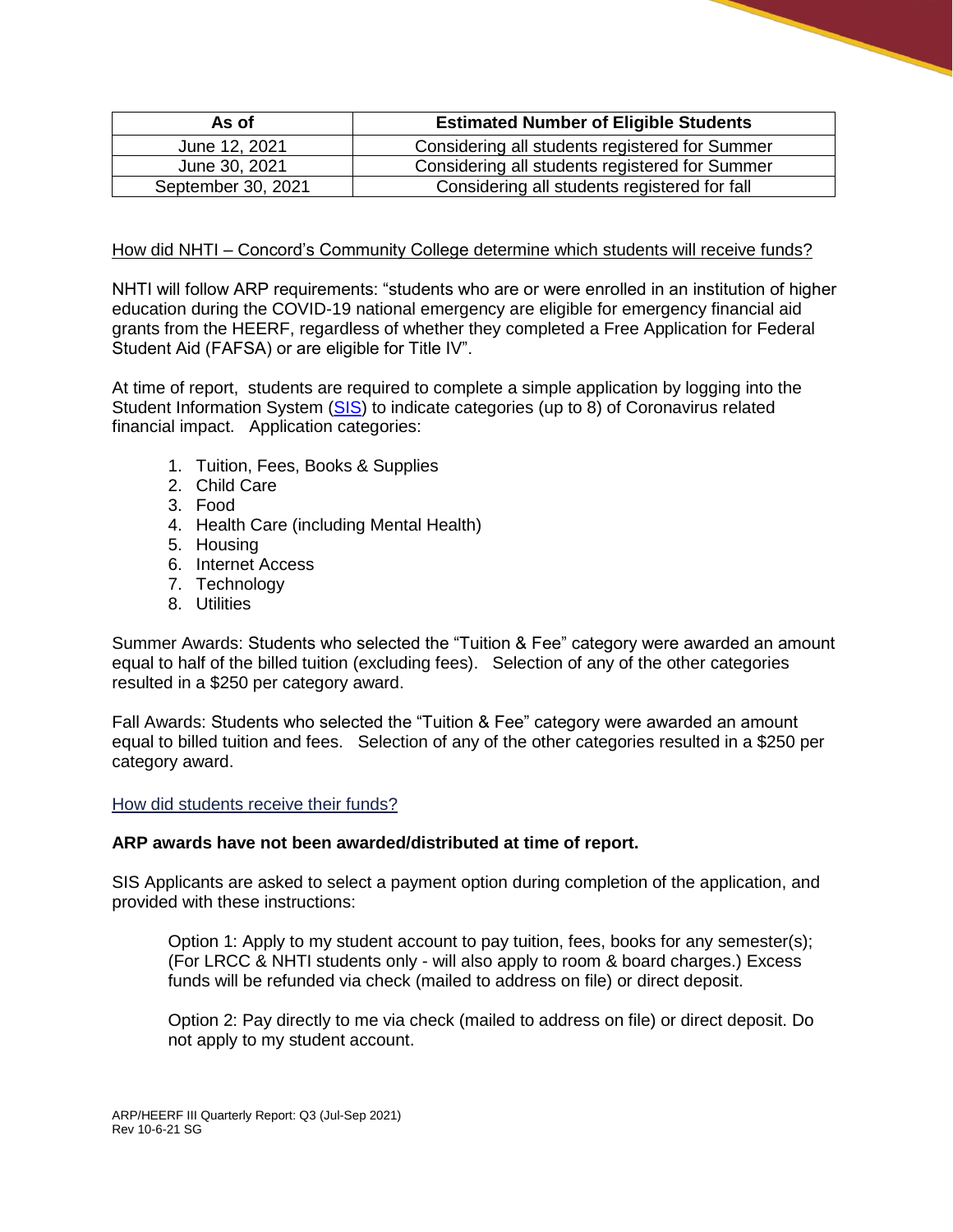| As of | Estimated Number of Eligible Students |
|---|---|
| June 12, 2021 | Considering all students registered for Summer |
| June 30, 2021 | Considering all students registered for Summer |
| September 30, 2021 | Considering all students registered for fall |

How did NHTI – Concord's Community College determine which students will receive funds?

NHTI will follow ARP requirements: "students who are or were enrolled in an institution of higher education during the COVID-19 national emergency are eligible for emergency financial aid grants from the HEERF, regardless of whether they completed a Free Application for Federal Student Aid (FAFSA) or are eligible for Title IV".

At time of report, students are required to complete a simple application by logging into the Student Information System (SIS) to indicate categories (up to 8) of Coronavirus related financial impact. Application categories:

1. Tuition, Fees, Books & Supplies
2. Child Care
3. Food
4. Health Care (including Mental Health)
5. Housing
6. Internet Access
7. Technology
8. Utilities

Summer Awards: Students who selected the "Tuition & Fee" category were awarded an amount equal to half of the billed tuition (excluding fees). Selection of any of the other categories resulted in a $250 per category award.

Fall Awards: Students who selected the "Tuition & Fee" category were awarded an amount equal to billed tuition and fees. Selection of any of the other categories resulted in a $250 per category award.

How did students receive their funds?

**ARP awards have not been awarded/distributed at time of report.**

SIS Applicants are asked to select a payment option during completion of the application, and provided with these instructions:

> Option 1: Apply to my student account to pay tuition, fees, books for any semester(s); (For LRCC & NHTI students only - will also apply to room & board charges.) Excess funds will be refunded via check (mailed to address on file) or direct deposit.
>
> Option 2: Pay directly to me via check (mailed to address on file) or direct deposit. Do not apply to my student account.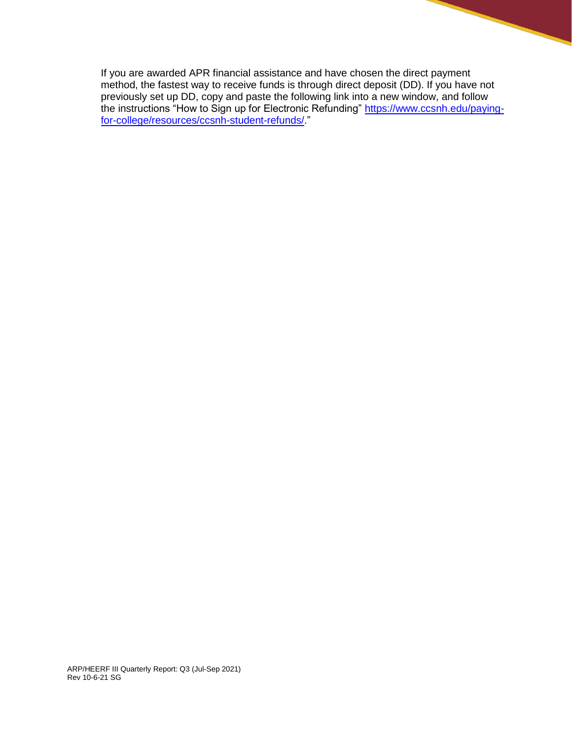If you are awarded APR financial assistance and have chosen the direct payment method, the fastest way to receive funds is through direct deposit (DD). If you have not previously set up DD, copy and paste the following link into a new window, and follow the instructions "How to Sign up for Electronic Refunding" [https://www.ccsnh.edu/paying-for-college/resources/ccsnh-student-refunds/](https://www.ccsnh.edu/paying-for-college/resources/ccsnh-student-refunds/)."